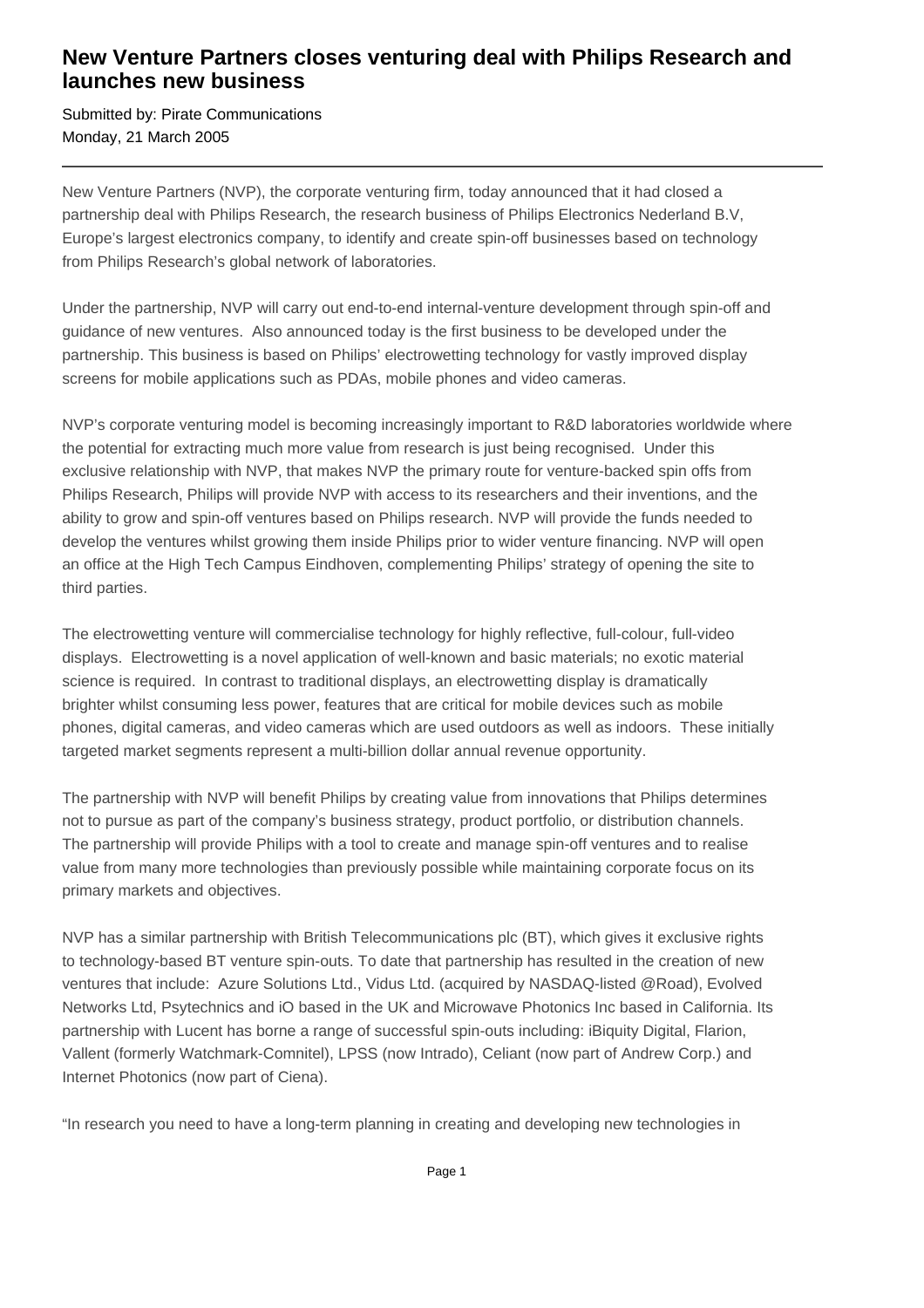# New Venture Partners closes venturing deal with Philips Research and launches new business

Submitted by: Pirate Communications
Monday, 21 March 2005

---

New Venture Partners (NVP), the corporate venturing firm, today announced that it had closed a partnership deal with Philips Research, the research business of Philips Electronics Nederland B.V, Europe's largest electronics company, to identify and create spin-off businesses based on technology from Philips Research's global network of laboratories.

Under the partnership, NVP will carry out end-to-end internal-venture development through spin-off and guidance of new ventures. Also announced today is the first business to be developed under the partnership. This business is based on Philips' electrowetting technology for vastly improved display screens for mobile applications such as PDAs, mobile phones and video cameras.

NVP's corporate venturing model is becoming increasingly important to R&D laboratories worldwide where the potential for extracting much more value from research is just being recognised. Under this exclusive relationship with NVP, that makes NVP the primary route for venture-backed spin offs from Philips Research, Philips will provide NVP with access to its researchers and their inventions, and the ability to grow and spin-off ventures based on Philips research. NVP will provide the funds needed to develop the ventures whilst growing them inside Philips prior to wider venture financing. NVP will open an office at the High Tech Campus Eindhoven, complementing Philips' strategy of opening the site to third parties.

The electrowetting venture will commercialise technology for highly reflective, full-colour, full-video displays. Electrowetting is a novel application of well-known and basic materials; no exotic material science is required. In contrast to traditional displays, an electrowetting display is dramatically brighter whilst consuming less power, features that are critical for mobile devices such as mobile phones, digital cameras, and video cameras which are used outdoors as well as indoors. These initially targeted market segments represent a multi-billion dollar annual revenue opportunity.

The partnership with NVP will benefit Philips by creating value from innovations that Philips determines not to pursue as part of the company's business strategy, product portfolio, or distribution channels. The partnership will provide Philips with a tool to create and manage spin-off ventures and to realise value from many more technologies than previously possible while maintaining corporate focus on its primary markets and objectives.

NVP has a similar partnership with British Telecommunications plc (BT), which gives it exclusive rights to technology-based BT venture spin-outs. To date that partnership has resulted in the creation of new ventures that include: Azure Solutions Ltd., Vidus Ltd. (acquired by NASDAQ-listed @Road), Evolved Networks Ltd, Psytechnics and iO based in the UK and Microwave Photonics Inc based in California. Its partnership with Lucent has borne a range of successful spin-outs including: iBiquity Digital, Flarion, Vallent (formerly Watchmark-Comnitel), LPSS (now Intrado), Celiant (now part of Andrew Corp.) and Internet Photonics (now part of Ciena).

"In research you need to have a long-term planning in creating and developing new technologies in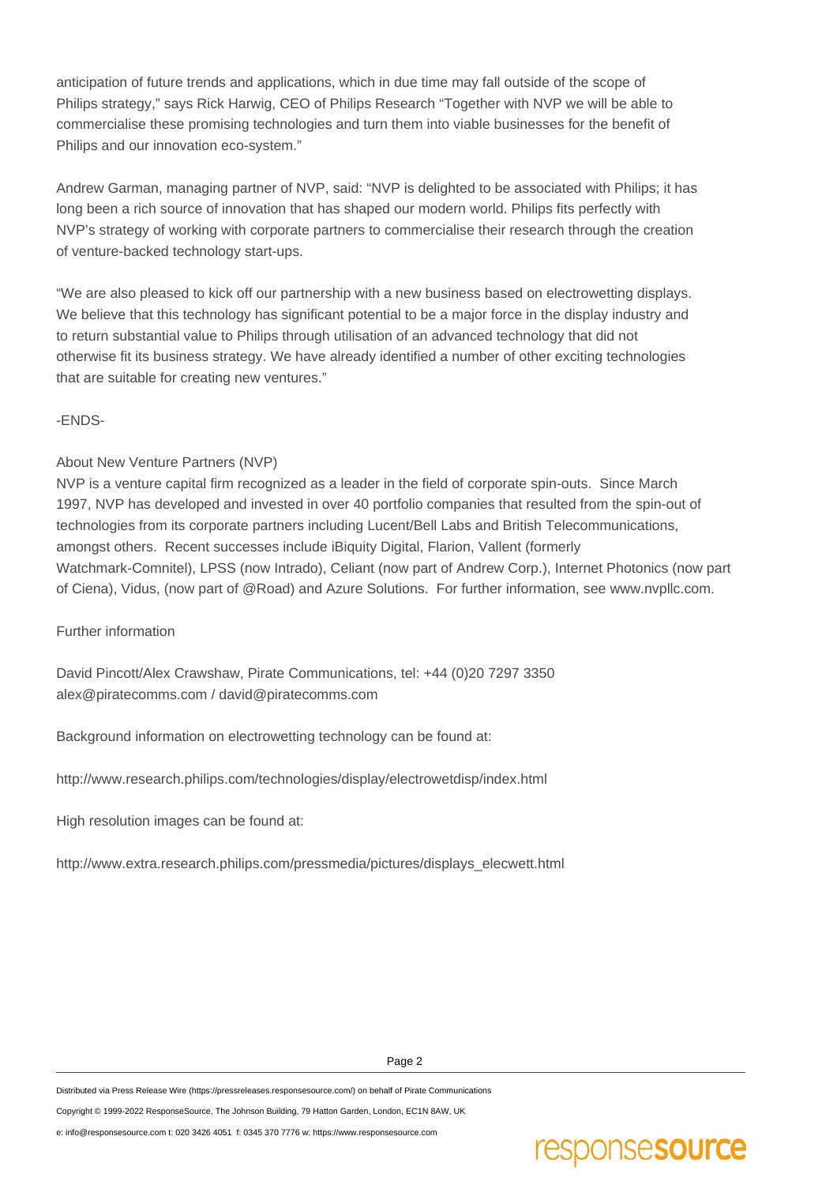anticipation of future trends and applications, which in due time may fall outside of the scope of Philips strategy," says Rick Harwig, CEO of Philips Research "Together with NVP we will be able to commercialise these promising technologies and turn them into viable businesses for the benefit of Philips and our innovation eco-system."

Andrew Garman, managing partner of NVP, said: "NVP is delighted to be associated with Philips; it has long been a rich source of innovation that has shaped our modern world. Philips fits perfectly with NVP's strategy of working with corporate partners to commercialise their research through the creation of venture-backed technology start-ups.

"We are also pleased to kick off our partnership with a new business based on electrowetting displays. We believe that this technology has significant potential to be a major force in the display industry and to return substantial value to Philips through utilisation of an advanced technology that did not otherwise fit its business strategy. We have already identified a number of other exciting technologies that are suitable for creating new ventures."

-ENDS-

About New Venture Partners (NVP)
NVP is a venture capital firm recognized as a leader in the field of corporate spin-outs. Since March 1997, NVP has developed and invested in over 40 portfolio companies that resulted from the spin-out of technologies from its corporate partners including Lucent/Bell Labs and British Telecommunications, amongst others. Recent successes include iBiquity Digital, Flarion, Vallent (formerly Watchmark-Comnitel), LPSS (now Intrado), Celiant (now part of Andrew Corp.), Internet Photonics (now part of Ciena), Vidus, (now part of @Road) and Azure Solutions. For further information, see www.nvpllc.com.

Further information

David Pincott/Alex Crawshaw, Pirate Communications, tel: +44 (0)20 7297 3350
alex@piratecomms.com / david@piratecomms.com

Background information on electrowetting technology can be found at:

http://www.research.philips.com/technologies/display/electrowetdisp/index.html

High resolution images can be found at:

http://www.extra.research.philips.com/pressmedia/pictures/displays_elecwett.html